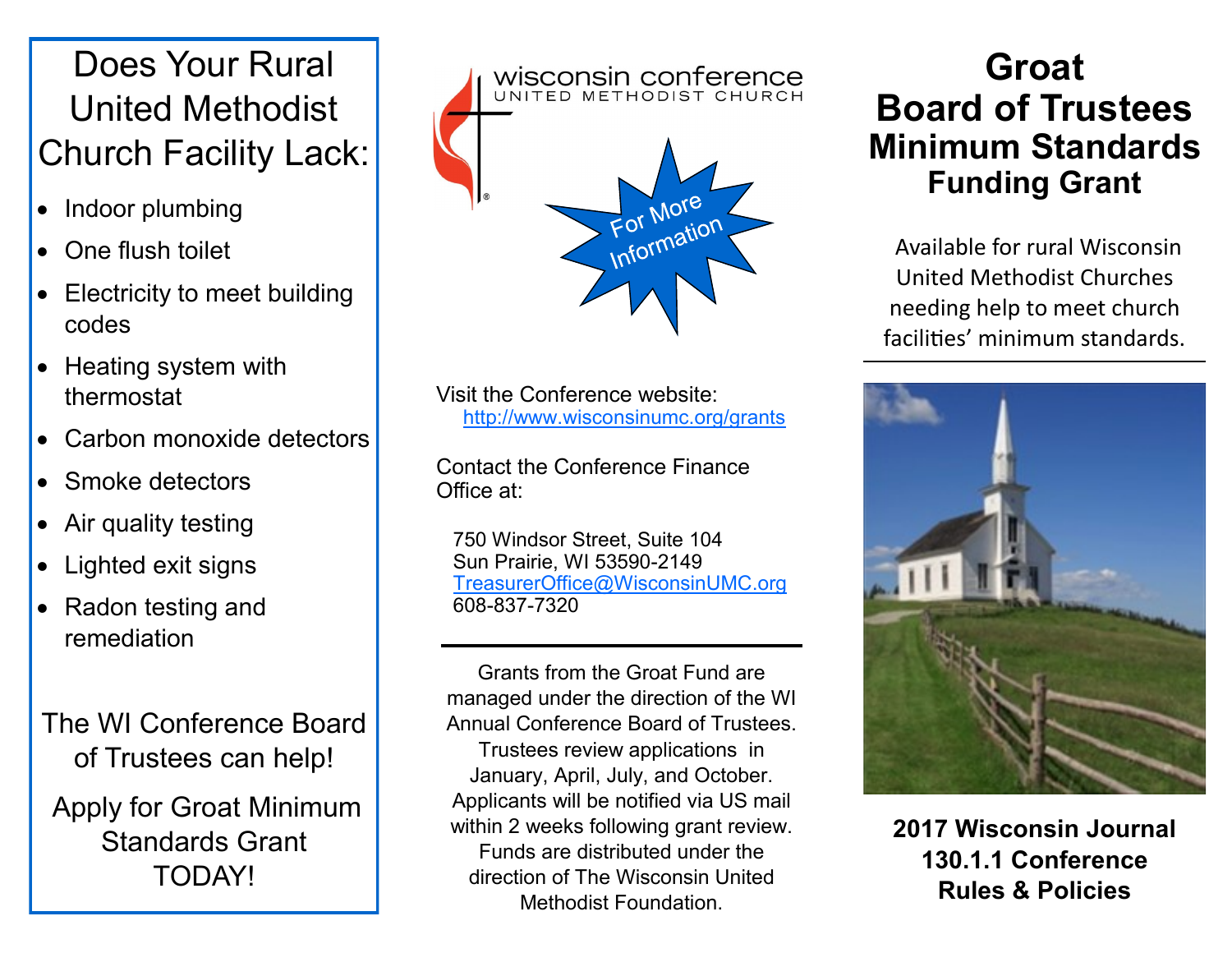# Does Your Rural United Methodist Church Facility Lack:

- Indoor plumbing
- One flush toilet
- Electricity to meet building codes
- Heating system with thermostat
- Carbon monoxide detectors
- Smoke detectors
- Air quality testing
- Lighted exit signs
- Radon testing and remediation

The WI Conference Board of Trustees can help!

Apply for Groat Minimum Standards Grant TODAY!

wisconsin conference
UNITED METHODIST CHURCH

For More Information

Visit the Conference website:
http://www.wisconsinumc.org/grants

Contact the Conference Finance Office at:

750 Windsor Street, Suite 104
Sun Prairie, WI 53590-2149
TreasurerOffice@WisconsinUMC.org
608-837-7320

---

Grants from the Groat Fund are managed under the direction of the WI Annual Conference Board of Trustees. Trustees review applications in January, April, July, and October. Applicants will be notified via US mail within 2 weeks following grant review. Funds are distributed under the direction of The Wisconsin United Methodist Foundation.

# Groat Board of Trustees Minimum Standards Funding Grant

Available for rural Wisconsin United Methodist Churches needing help to meet church facilities' minimum standards.

---

**2017 Wisconsin Journal 130.1.1 Conference Rules & Policies**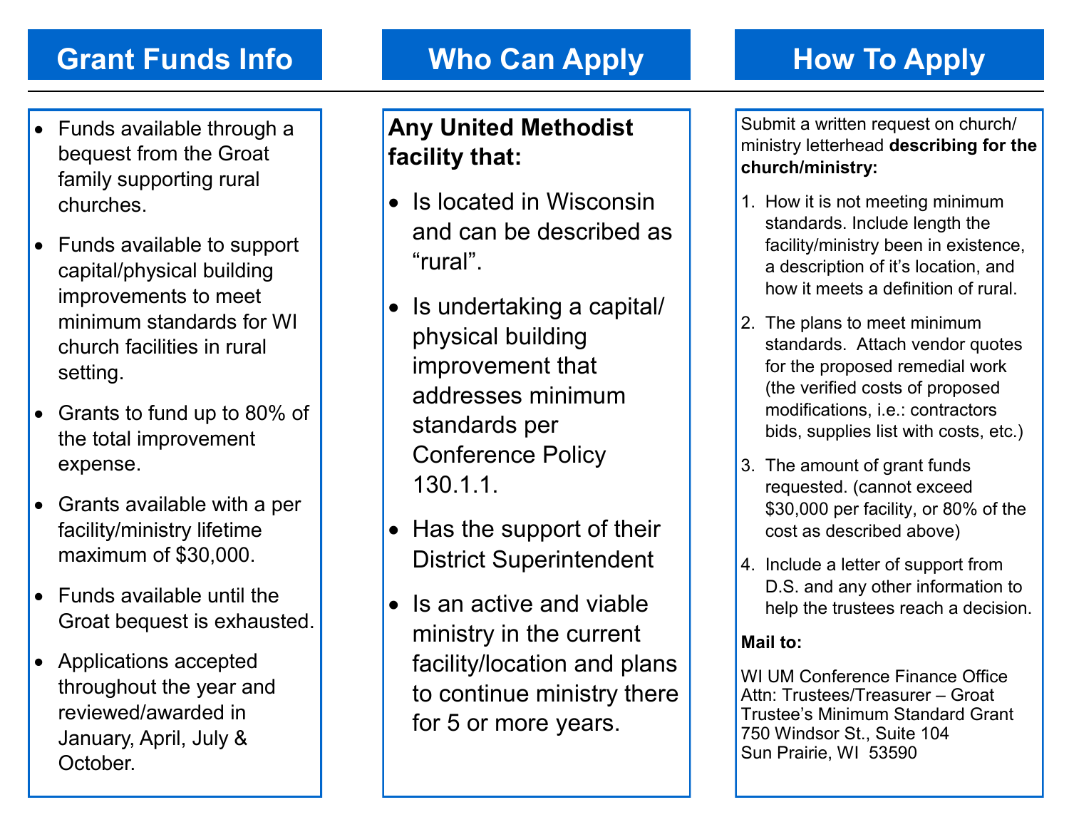## Grant Funds Info

- Funds available through a bequest from the Groat family supporting rural churches.
- Funds available to support capital/physical building improvements to meet minimum standards for WI church facilities in rural setting.
- Grants to fund up to 80% of the total improvement expense.
- Grants available with a per facility/ministry lifetime maximum of $30,000.
- Funds available until the Groat bequest is exhausted.
- Applications accepted throughout the year and reviewed/awarded in January, April, July & October.

## Who Can Apply

**Any United Methodist facility that:**

- Is located in Wisconsin and can be described as "rural".
- Is undertaking a capital/ physical building improvement that addresses minimum standards per Conference Policy 130.1.1.
- Has the support of their District Superintendent
- Is an active and viable ministry in the current facility/location and plans to continue ministry there for 5 or more years.

## How To Apply

Submit a written request on church/ ministry letterhead **describing for the church/ministry:**

1. How it is not meeting minimum standards. Include length the facility/ministry been in existence, a description of it's location, and how it meets a definition of rural.
2. The plans to meet minimum standards. Attach vendor quotes for the proposed remedial work (the verified costs of proposed modifications, i.e.: contractors bids, supplies list with costs, etc.)
3. The amount of grant funds requested. (cannot exceed $30,000 per facility, or 80% of the cost as described above)
4. Include a letter of support from D.S. and any other information to help the trustees reach a decision.

**Mail to:**

WI UM Conference Finance Office
Attn: Trustees/Treasurer – Groat Trustee's Minimum Standard Grant
750 Windsor St., Suite 104
Sun Prairie, WI 53590